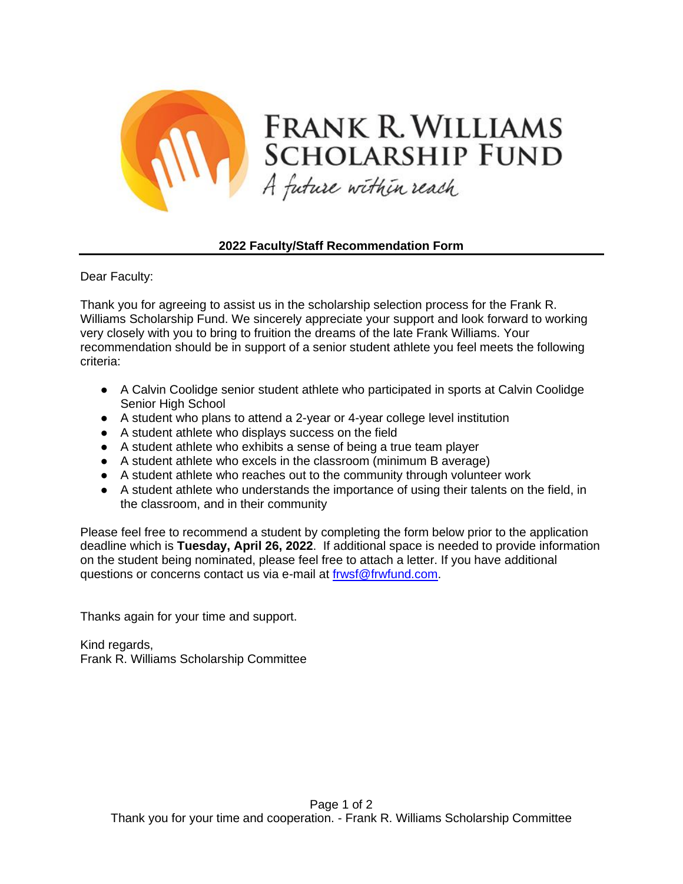# FRANK R. WILLIAMS SCHOLARSHIP FUND

*A future within reach*

## 2022 Faculty/Staff Recommendation Form

Dear Faculty:

Thank you for agreeing to assist us in the scholarship selection process for the Frank R. Williams Scholarship Fund. We sincerely appreciate your support and look forward to working very closely with you to bring to fruition the dreams of the late Frank Williams. Your recommendation should be in support of a senior student athlete you feel meets the following criteria:

- A Calvin Coolidge senior student athlete who participated in sports at Calvin Coolidge Senior High School
- A student who plans to attend a 2-year or 4-year college level institution
- A student athlete who displays success on the field
- A student athlete who exhibits a sense of being a true team player
- A student athlete who excels in the classroom (minimum B average)
- A student athlete who reaches out to the community through volunteer work
- A student athlete who understands the importance of using their talents on the field, in the classroom, and in their community

Please feel free to recommend a student by completing the form below prior to the application deadline which is **Tuesday, April 26, 2022**. If additional space is needed to provide information on the student being nominated, please feel free to attach a letter. If you have additional questions or concerns contact us via e-mail at frwsf@frwfund.com.

Thanks again for your time and support.

Kind regards,
Frank R. Williams Scholarship Committee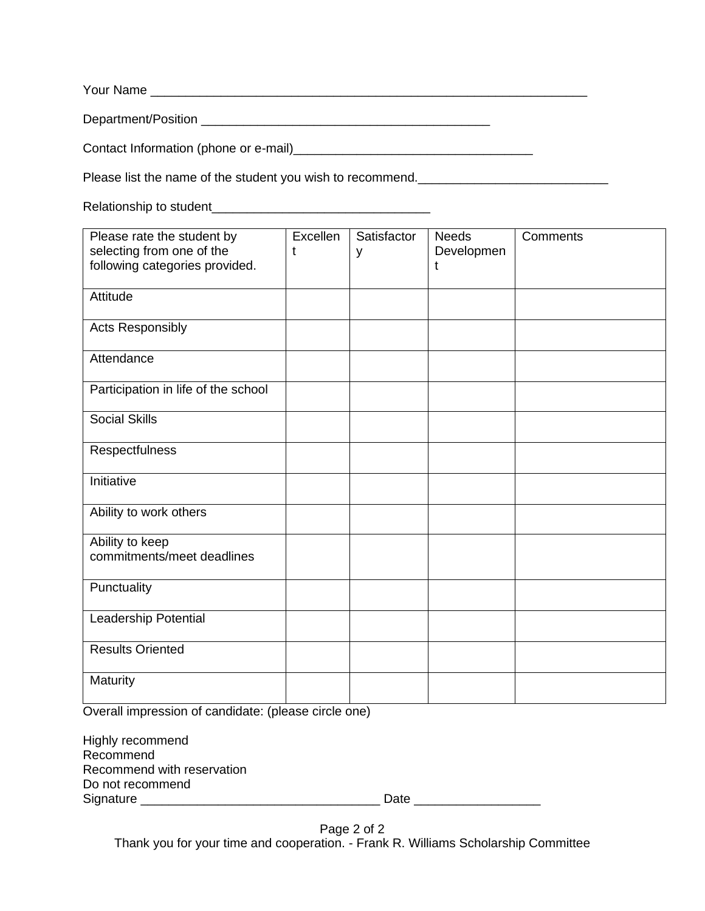Your Name ________________________________________________________________

Department/Position ___________________________________________

Contact Information (phone or e-mail)___________________________________

Please list the name of the student you wish to recommend.____________________________

Relationship to student________________________________

| Please rate the student by selecting from one of the following categories provided. | Excellent | Satisfactory | Needs Development | Comments |
|---|---|---|---|---|
| Attitude | | | | |
| Acts Responsibly | | | | |
| Attendance | | | | |
| Participation in life of the school | | | | |
| Social Skills | | | | |
| Respectfulness | | | | |
| Initiative | | | | |
| Ability to work others | | | | |
| Ability to keep commitments/meet deadlines | | | | |
| Punctuality | | | | |
| Leadership Potential | | | | |
| Results Oriented | | | | |
| Maturity | | | | |

Overall impression of candidate: (please circle one)

Highly recommend
Recommend
Recommend with reservation
Do not recommend

Signature ___________________________________ Date __________________

Thank you for your time and cooperation. - Frank R. Williams Scholarship Committee